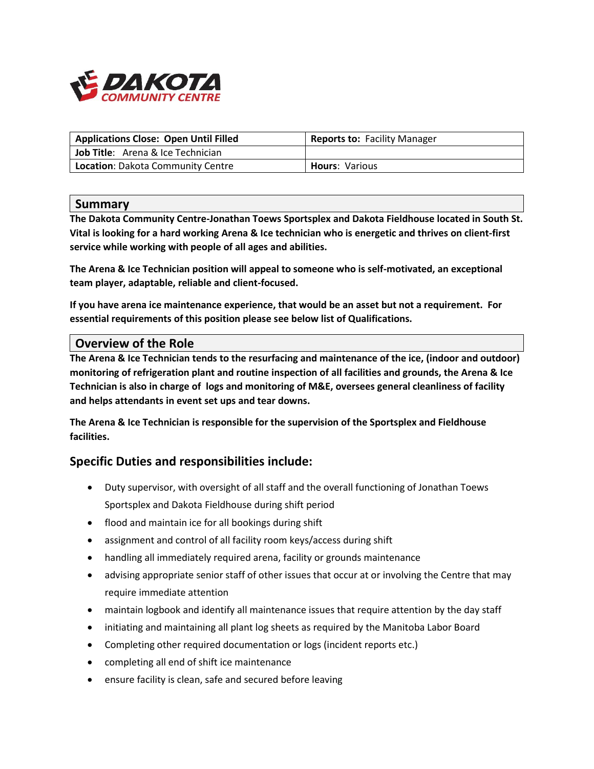DAKOTA COMMUNITY CENTRE

| **Applications Close: Open Until Filled** | **Reports to:** Facility Manager |
|---|---|
| **Job Title**: Arena & Ice Technician | |
| **Location**: Dakota Community Centre | **Hours**: Various |

## Summary

**The Dakota Community Centre-Jonathan Toews Sportsplex and Dakota Fieldhouse located in South St. Vital is looking for a hard working Arena & Ice technician who is energetic and thrives on client-first service while working with people of all ages and abilities.**

**The Arena & Ice Technician position will appeal to someone who is self-motivated, an exceptional team player, adaptable, reliable and client-focused.**

**If you have arena ice maintenance experience, that would be an asset but not a requirement. For essential requirements of this position please see below list of Qualifications.**

## Overview of the Role

**The Arena & Ice Technician tends to the resurfacing and maintenance of the ice, (indoor and outdoor) monitoring of refrigeration plant and routine inspection of all facilities and grounds, the Arena & Ice Technician is also in charge of logs and monitoring of M&E, oversees general cleanliness of facility and helps attendants in event set ups and tear downs.**

**The Arena & Ice Technician is responsible for the supervision of the Sportsplex and Fieldhouse facilities.**

## Specific Duties and responsibilities include:

- Duty supervisor, with oversight of all staff and the overall functioning of Jonathan Toews Sportsplex and Dakota Fieldhouse during shift period
- flood and maintain ice for all bookings during shift
- assignment and control of all facility room keys/access during shift
- handling all immediately required arena, facility or grounds maintenance
- advising appropriate senior staff of other issues that occur at or involving the Centre that may require immediate attention
- maintain logbook and identify all maintenance issues that require attention by the day staff
- initiating and maintaining all plant log sheets as required by the Manitoba Labor Board
- Completing other required documentation or logs (incident reports etc.)
- completing all end of shift ice maintenance
- ensure facility is clean, safe and secured before leaving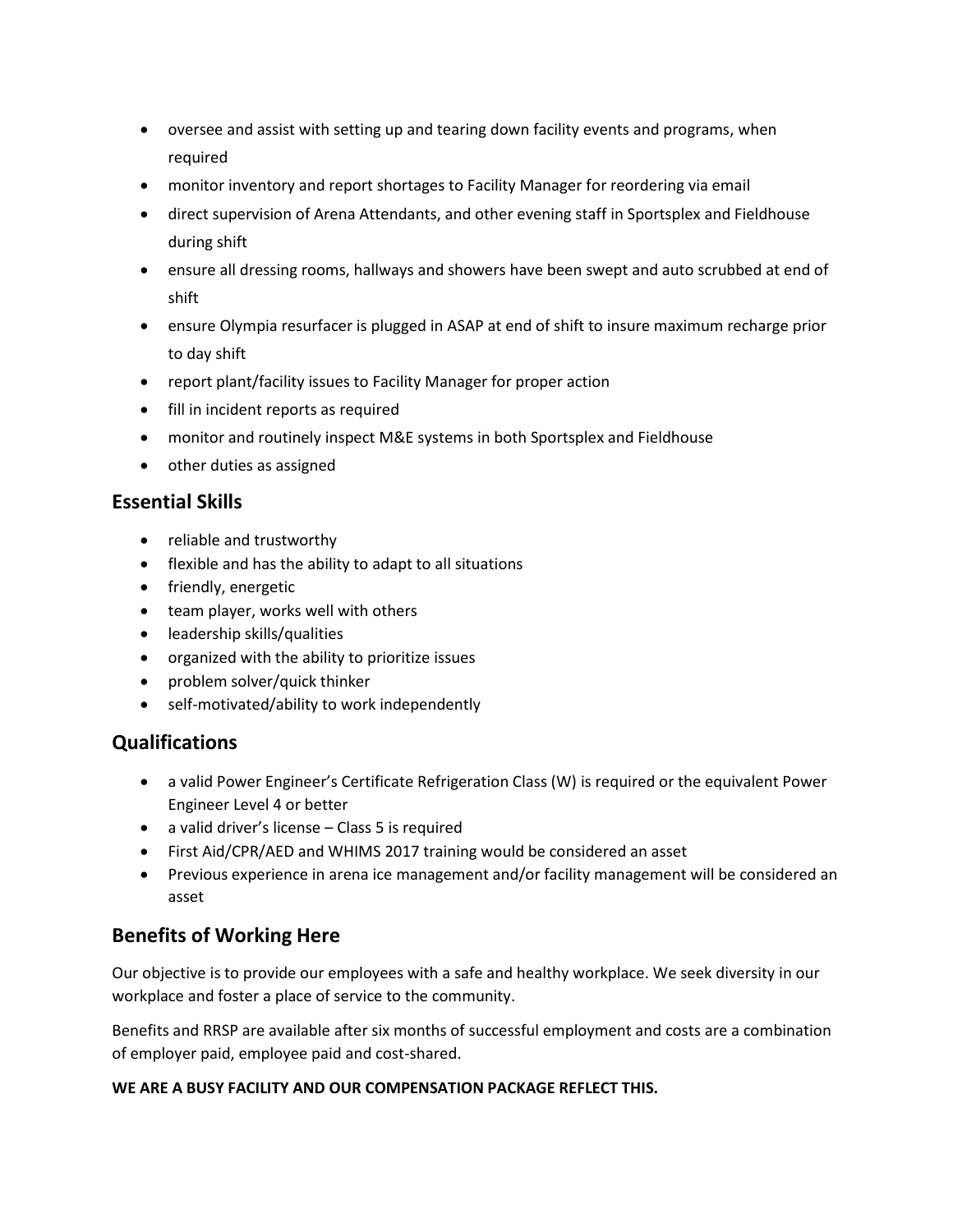- oversee and assist with setting up and tearing down facility events and programs, when required
- monitor inventory and report shortages to Facility Manager for reordering via email
- direct supervision of Arena Attendants, and other evening staff in Sportsplex and Fieldhouse during shift
- ensure all dressing rooms, hallways and showers have been swept and auto scrubbed at end of shift
- ensure Olympia resurfacer is plugged in ASAP at end of shift to insure maximum recharge prior to day shift
- report plant/facility issues to Facility Manager for proper action
- fill in incident reports as required
- monitor and routinely inspect M&E systems in both Sportsplex and Fieldhouse
- other duties as assigned

## Essential Skills

- reliable and trustworthy
- flexible and has the ability to adapt to all situations
- friendly, energetic
- team player, works well with others
- leadership skills/qualities
- organized with the ability to prioritize issues
- problem solver/quick thinker
- self-motivated/ability to work independently

## Qualifications

- a valid Power Engineer's Certificate Refrigeration Class (W) is required or the equivalent Power Engineer Level 4 or better
- a valid driver's license – Class 5 is required
- First Aid/CPR/AED and WHIMS 2017 training would be considered an asset
- Previous experience in arena ice management and/or facility management will be considered an asset

## Benefits of Working Here

Our objective is to provide our employees with a safe and healthy workplace. We seek diversity in our workplace and foster a place of service to the community.

Benefits and RRSP are available after six months of successful employment and costs are a combination of employer paid, employee paid and cost-shared.

**WE ARE A BUSY FACILITY AND OUR COMPENSATION PACKAGE REFLECT THIS.**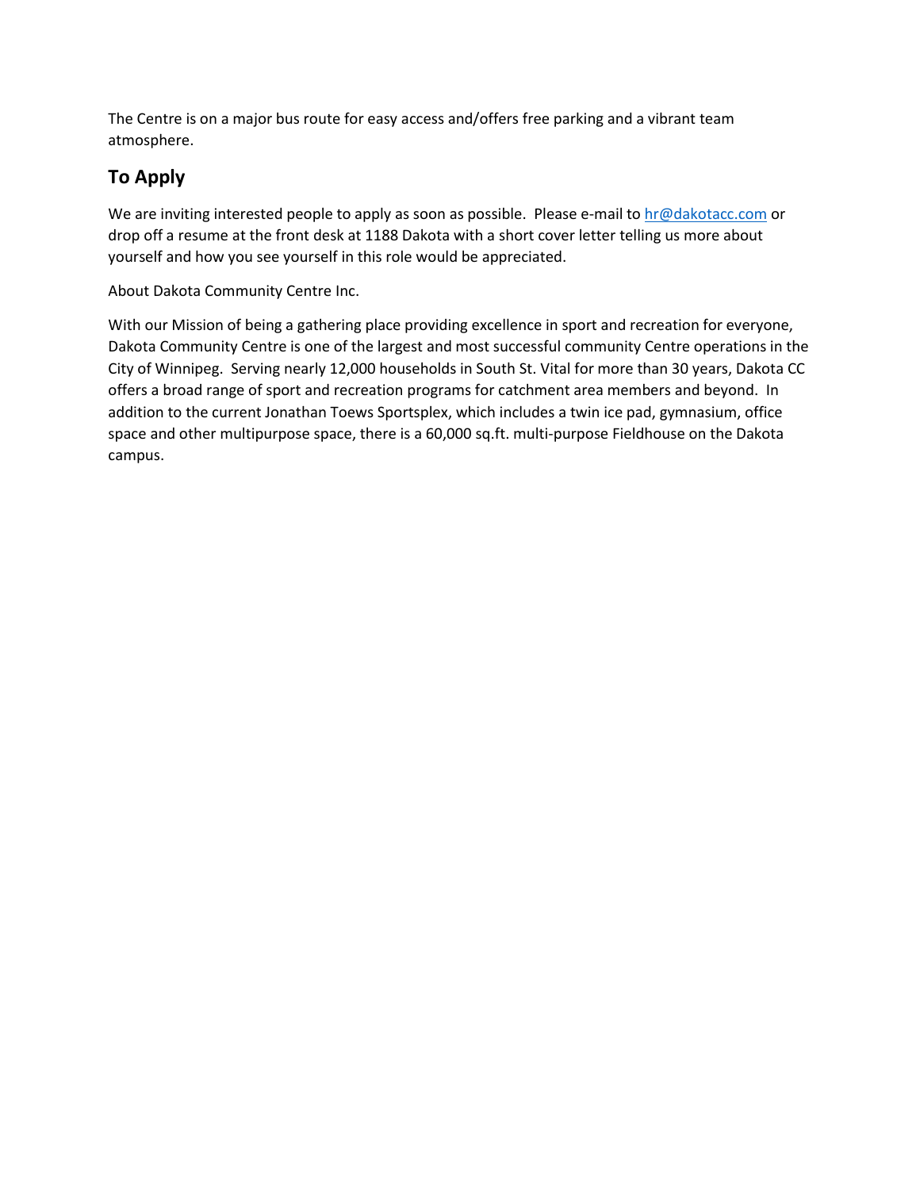The Centre is on a major bus route for easy access and/offers free parking and a vibrant team atmosphere.

## To Apply

We are inviting interested people to apply as soon as possible.  Please e-mail to hr@dakotacc.com or drop off a resume at the front desk at 1188 Dakota with a short cover letter telling us more about yourself and how you see yourself in this role would be appreciated.

About Dakota Community Centre Inc.

With our Mission of being a gathering place providing excellence in sport and recreation for everyone, Dakota Community Centre is one of the largest and most successful community Centre operations in the City of Winnipeg.  Serving nearly 12,000 households in South St. Vital for more than 30 years, Dakota CC offers a broad range of sport and recreation programs for catchment area members and beyond.  In addition to the current Jonathan Toews Sportsplex, which includes a twin ice pad, gymnasium, office space and other multipurpose space, there is a 60,000 sq.ft. multi-purpose Fieldhouse on the Dakota campus.